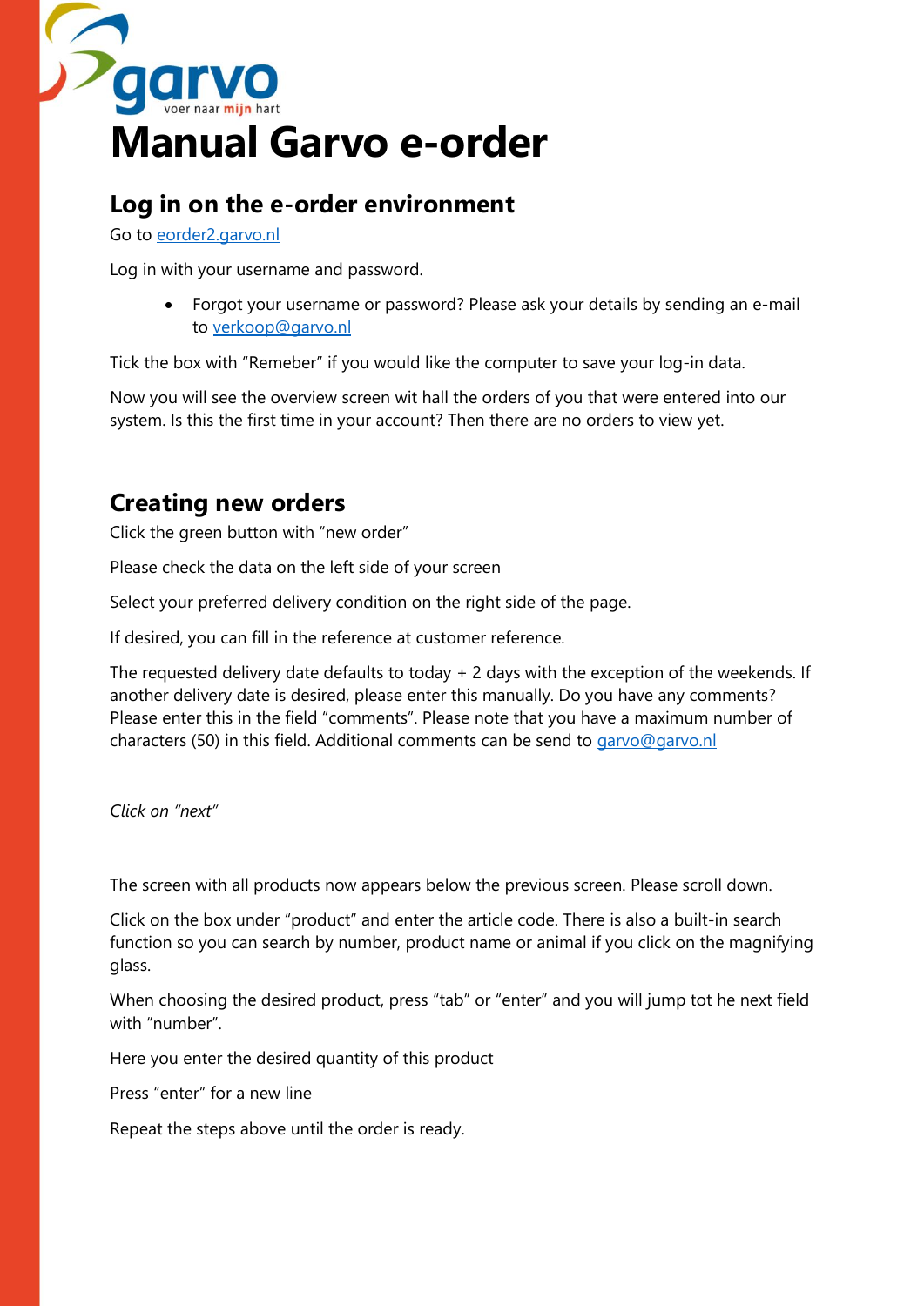# Manual Garvo e-order

## Log in on the e-order environment

Go to eorder2.garvo.nl

Log in with your username and password.

- Forgot your username or password? Please ask your details by sending an e-mail to verkoop@garvo.nl

Tick the box with "Remeber" if you would like the computer to save your log-in data.

Now you will see the overview screen wit hall the orders of you that were entered into our system. Is this the first time in your account? Then there are no orders to view yet.

## Creating new orders

Click the green button with "new order"

Please check the data on the left side of your screen

Select your preferred delivery condition on the right side of the page.

If desired, you can fill in the reference at customer reference.

The requested delivery date defaults to today + 2 days with the exception of the weekends. If another delivery date is desired, please enter this manually. Do you have any comments? Please enter this in the field "comments". Please note that you have a maximum number of characters (50) in this field. Additional comments can be send to garvo@garvo.nl

*Click on "next"*

The screen with all products now appears below the previous screen. Please scroll down.

Click on the box under "product" and enter the article code. There is also a built-in search function so you can search by number, product name or animal if you click on the magnifying glass.

When choosing the desired product, press "tab" or "enter" and you will jump tot he next field with "number".

Here you enter the desired quantity of this product

Press "enter" for a new line

Repeat the steps above until the order is ready.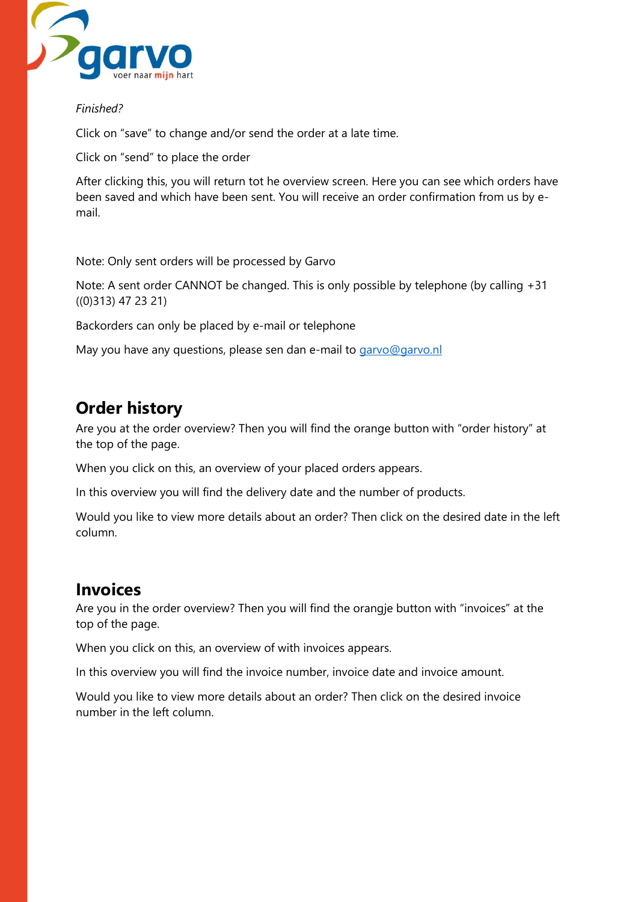*Finished?*

Click on "save" to change and/or send the order at a late time.

Click on "send" to place the order

After clicking this, you will return tot he overview screen. Here you can see which orders have been saved and which have been sent. You will receive an order confirmation from us by e-mail.

Note: Only sent orders will be processed by Garvo

Note: A sent order CANNOT be changed. This is only possible by telephone (by calling +31 ((0)313) 47 23 21)

Backorders can only be placed by e-mail or telephone

May you have any questions, please sen dan e-mail to garvo@garvo.nl

## Order history

Are you at the order overview? Then you will find the orange button with "order history" at the top of the page.

When you click on this, an overview of your placed orders appears.

In this overview you will find the delivery date and the number of products.

Would you like to view more details about an order? Then click on the desired date in the left column.

## Invoices

Are you in the order overview? Then you will find the orangje button with "invoices" at the top of the page.

When you click on this, an overview of with invoices appears.

In this overview you will find the invoice number, invoice date and invoice amount.

Would you like to view more details about an order? Then click on the desired invoice number in the left column.